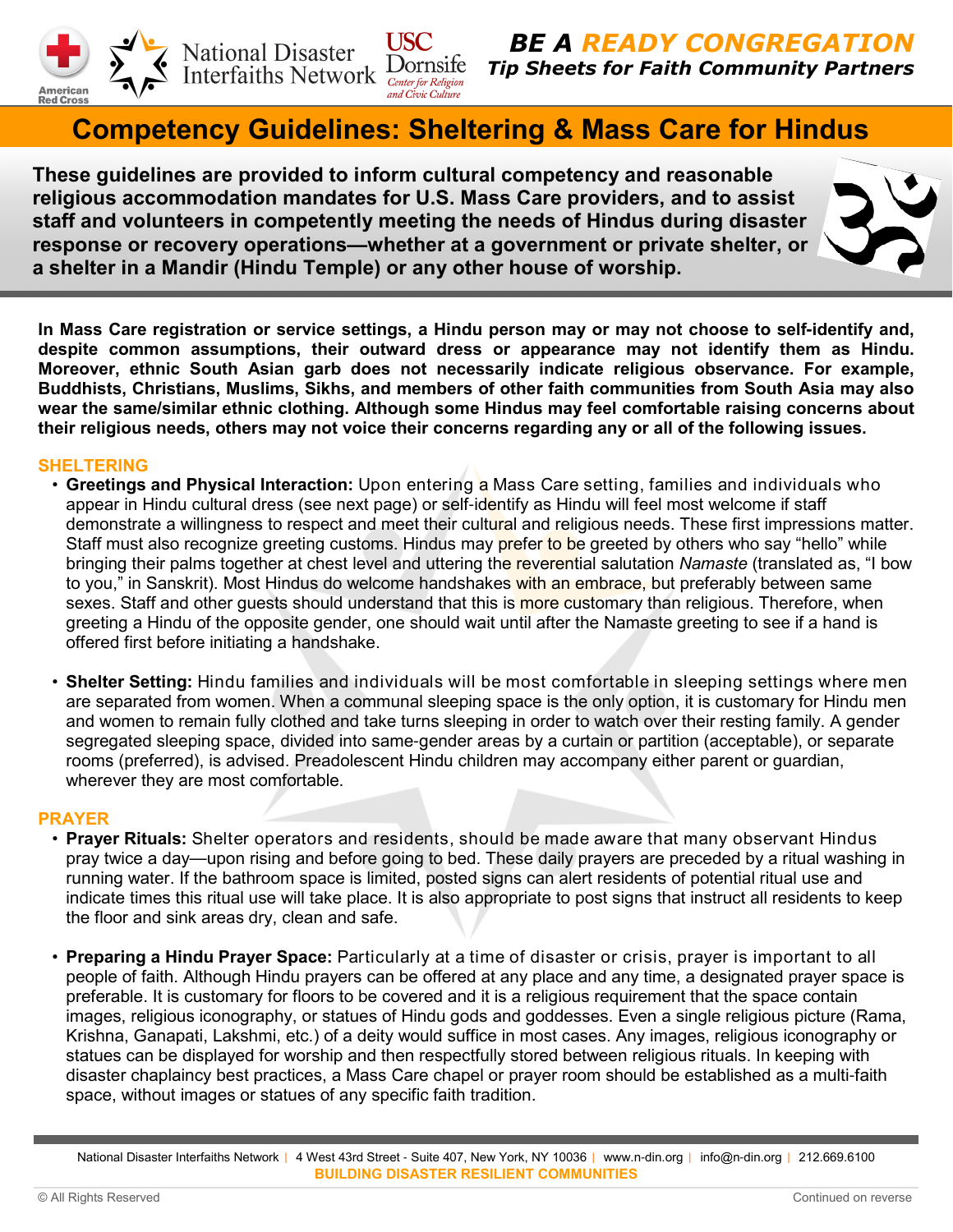BE A READY CONGREGATION

*Tip Sheets for Faith Community Partners*

# Competency Guidelines: Sheltering & Mass Care for Hindus

**These guidelines are provided to inform cultural competency and reasonable religious accommodation mandates for U.S. Mass Care providers, and to assist staff and volunteers in competently meeting the needs of Hindus during disaster response or recovery operations—whether at a government or private shelter, or a shelter in a Mandir (Hindu Temple) or any other house of worship.**

**In Mass Care registration or service settings, a Hindu person may or may not choose to self-identify and, despite common assumptions, their outward dress or appearance may not identify them as Hindu. Moreover, ethnic South Asian garb does not necessarily indicate religious observance. For example, Buddhists, Christians, Muslims, Sikhs, and members of other faith communities from South Asia may also wear the same/similar ethnic clothing. Although some Hindus may feel comfortable raising concerns about their religious needs, others may not voice their concerns regarding any or all of the following issues.**

## SHELTERING

- **Greetings and Physical Interaction:** Upon entering a Mass Care setting, families and individuals who appear in Hindu cultural dress (see next page) or self-identify as Hindu will feel most welcome if staff demonstrate a willingness to respect and meet their cultural and religious needs. These first impressions matter. Staff must also recognize greeting customs. Hindus may prefer to be greeted by others who say "hello" while bringing their palms together at chest level and uttering the reverential salutation *Namaste* (translated as, "I bow to you," in Sanskrit). Most Hindus do welcome handshakes with an embrace, but preferably between same sexes. Staff and other guests should understand that this is more customary than religious. Therefore, when greeting a Hindu of the opposite gender, one should wait until after the Namaste greeting to see if a hand is offered first before initiating a handshake.

- **Shelter Setting:** Hindu families and individuals will be most comfortable in sleeping settings where men are separated from women. When a communal sleeping space is the only option, it is customary for Hindu men and women to remain fully clothed and take turns sleeping in order to watch over their resting family. A gender segregated sleeping space, divided into same-gender areas by a curtain or partition (acceptable), or separate rooms (preferred), is advised. Preadolescent Hindu children may accompany either parent or guardian, wherever they are most comfortable.

## PRAYER

- **Prayer Rituals:** Shelter operators and residents, should be made aware that many observant Hindus pray twice a day—upon rising and before going to bed. These daily prayers are preceded by a ritual washing in running water. If the bathroom space is limited, posted signs can alert residents of potential ritual use and indicate times this ritual use will take place. It is also appropriate to post signs that instruct all residents to keep the floor and sink areas dry, clean and safe.

- **Preparing a Hindu Prayer Space:** Particularly at a time of disaster or crisis, prayer is important to all people of faith. Although Hindu prayers can be offered at any place and any time, a designated prayer space is preferable. It is customary for floors to be covered and it is a religious requirement that the space contain images, religious iconography, or statues of Hindu gods and goddesses. Even a single religious picture (Rama, Krishna, Ganapati, Lakshmi, etc.) of a deity would suffice in most cases. Any images, religious iconography or statues can be displayed for worship and then respectfully stored between religious rituals. In keeping with disaster chaplaincy best practices, a Mass Care chapel or prayer room should be established as a multi-faith space, without images or statues of any specific faith tradition.

National Disaster Interfaiths Network | 4 West 43rd Street - Suite 407, New York, NY 10036 | www.n-din.org | info@n-din.org | 212.669.6100

BUILDING DISASTER RESILIENT COMMUNITIES

© All Rights Reserved

Continued on reverse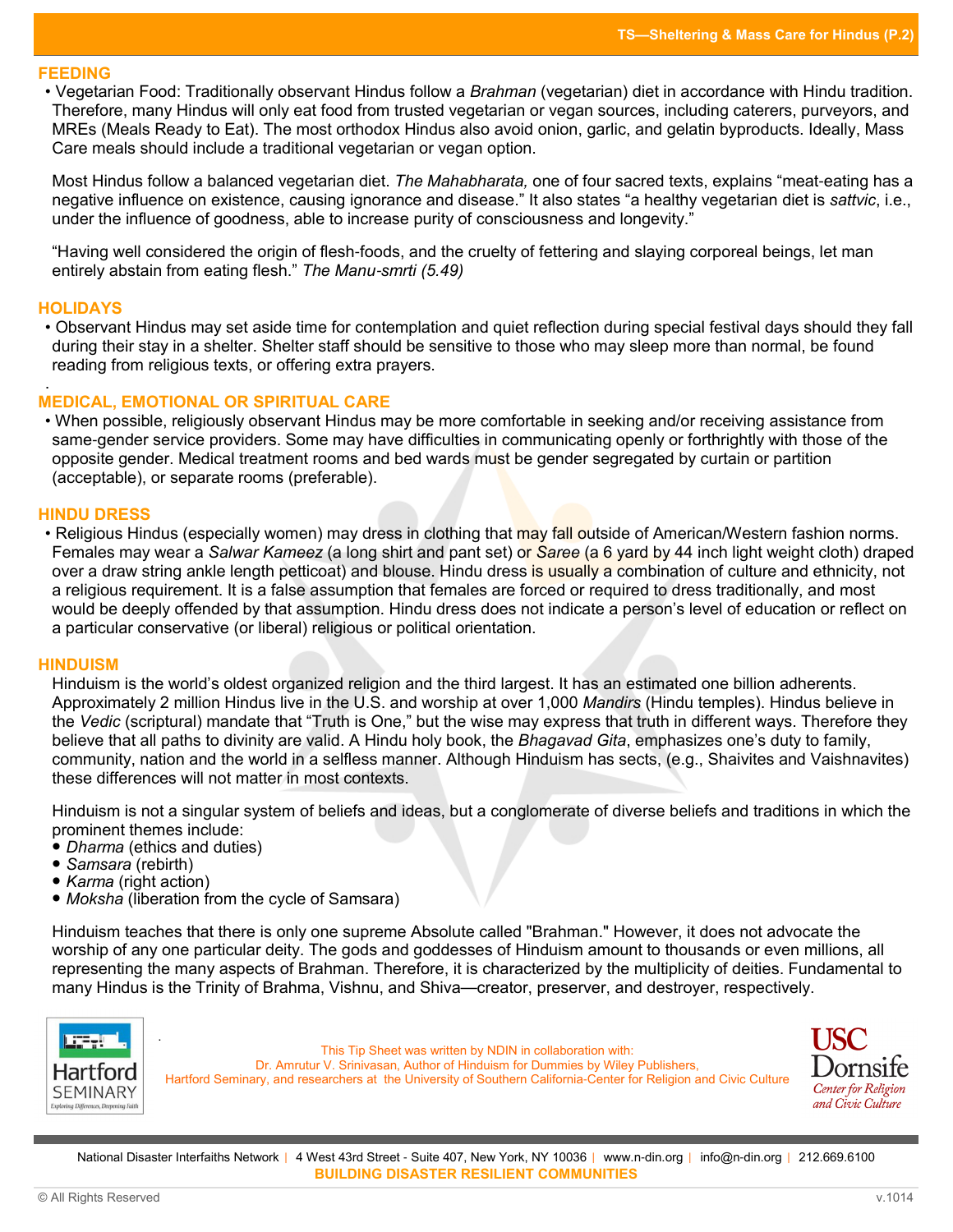## FEEDING

- Vegetarian Food: Traditionally observant Hindus follow a *Brahman* (vegetarian) diet in accordance with Hindu tradition. Therefore, many Hindus will only eat food from trusted vegetarian or vegan sources, including caterers, purveyors, and MREs (Meals Ready to Eat). The most orthodox Hindus also avoid onion, garlic, and gelatin byproducts. Ideally, Mass Care meals should include a traditional vegetarian or vegan option.

  Most Hindus follow a balanced vegetarian diet. *The Mahabharata,* one of four sacred texts, explains "meat-eating has a negative influence on existence, causing ignorance and disease." It also states "a healthy vegetarian diet is *sattvic*, i.e., under the influence of goodness, able to increase purity of consciousness and longevity."

  "Having well considered the origin of flesh-foods, and the cruelty of fettering and slaying corporeal beings, let man entirely abstain from eating flesh." *The Manu-smrti (5.49)*

## HOLIDAYS

- Observant Hindus may set aside time for contemplation and quiet reflection during special festival days should they fall during their stay in a shelter. Shelter staff should be sensitive to those who may sleep more than normal, be found reading from religious texts, or offering extra prayers.

## MEDICAL, EMOTIONAL OR SPIRITUAL CARE

- When possible, religiously observant Hindus may be more comfortable in seeking and/or receiving assistance from same-gender service providers. Some may have difficulties in communicating openly or forthrightly with those of the opposite gender. Medical treatment rooms and bed wards must be gender segregated by curtain or partition (acceptable), or separate rooms (preferable).

## HINDU DRESS

- Religious Hindus (especially women) may dress in clothing that may fall outside of American/Western fashion norms. Females may wear a *Salwar Kameez* (a long shirt and pant set) or *Saree* (a 6 yard by 44 inch light weight cloth) draped over a draw string ankle length petticoat) and blouse. Hindu dress is usually a combination of culture and ethnicity, not a religious requirement. It is a false assumption that females are forced or required to dress traditionally, and most would be deeply offended by that assumption. Hindu dress does not indicate a person's level of education or reflect on a particular conservative (or liberal) religious or political orientation.

## HINDUISM

Hinduism is the world's oldest organized religion and the third largest. It has an estimated one billion adherents. Approximately 2 million Hindus live in the U.S. and worship at over 1,000 *Mandirs* (Hindu temples). Hindus believe in the *Vedic* (scriptural) mandate that "Truth is One," but the wise may express that truth in different ways. Therefore they believe that all paths to divinity are valid. A Hindu holy book, the *Bhagavad Gita*, emphasizes one's duty to family, community, nation and the world in a selfless manner. Although Hinduism has sects, (e.g., Shaivites and Vaishnavites) these differences will not matter in most contexts.

Hinduism is not a singular system of beliefs and ideas, but a conglomerate of diverse beliefs and traditions in which the prominent themes include:

- *Dharma* (ethics and duties)
- *Samsara* (rebirth)
- *Karma* (right action)
- *Moksha* (liberation from the cycle of Samsara)

Hinduism teaches that there is only one supreme Absolute called "Brahman." However, it does not advocate the worship of any one particular deity. The gods and goddesses of Hinduism amount to thousands or even millions, all representing the many aspects of Brahman. Therefore, it is characterized by the multiplicity of deities. Fundamental to many Hindus is the Trinity of Brahma, Vishnu, and Shiva—creator, preserver, and destroyer, respectively.

This Tip Sheet was written by NDIN in collaboration with:
Dr. Amrutur V. Srinivasan, Author of Hinduism for Dummies by Wiley Publishers,
Hartford Seminary, and researchers at the University of Southern California-Center for Religion and Civic Culture

Hartford SEMINARY — Exploring Differences, Deepening Faith

USC Dornsife Center for Religion and Civic Culture

National Disaster Interfaiths Network | 4 West 43rd Street - Suite 407, New York, NY 10036 | www.n-din.org | info@n-din.org | 212.669.6100
**BUILDING DISASTER RESILIENT COMMUNITIES**

© All Rights Reserved v.1014